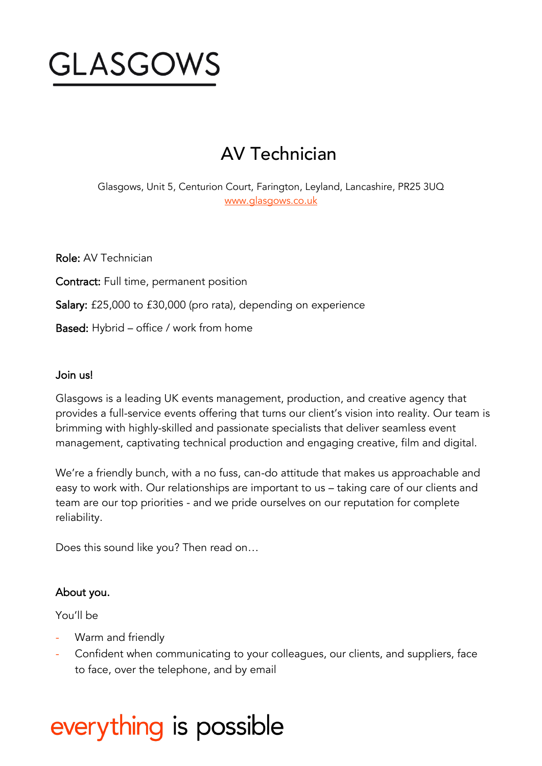# GLASGOWS

## AV Technician

Glasgows, Unit 5, Centurion Court, Farington, Leyland, Lancashire, PR25 3UQ
www.glasgows.co.uk

**Role:** AV Technician

**Contract:** Full time, permanent position

**Salary:** £25,000 to £30,000 (pro rata), depending on experience

**Based:** Hybrid – office / work from home

### Join us!

Glasgows is a leading UK events management, production, and creative agency that provides a full-service events offering that turns our client's vision into reality. Our team is brimming with highly-skilled and passionate specialists that deliver seamless event management, captivating technical production and engaging creative, film and digital.

We're a friendly bunch, with a no fuss, can-do attitude that makes us approachable and easy to work with. Our relationships are important to us – taking care of our clients and team are our top priorities - and we pride ourselves on our reputation for complete reliability.

Does this sound like you? Then read on…

### About you.

You'll be

- Warm and friendly
- Confident when communicating to your colleagues, our clients, and suppliers, face to face, over the telephone, and by email

everything is possible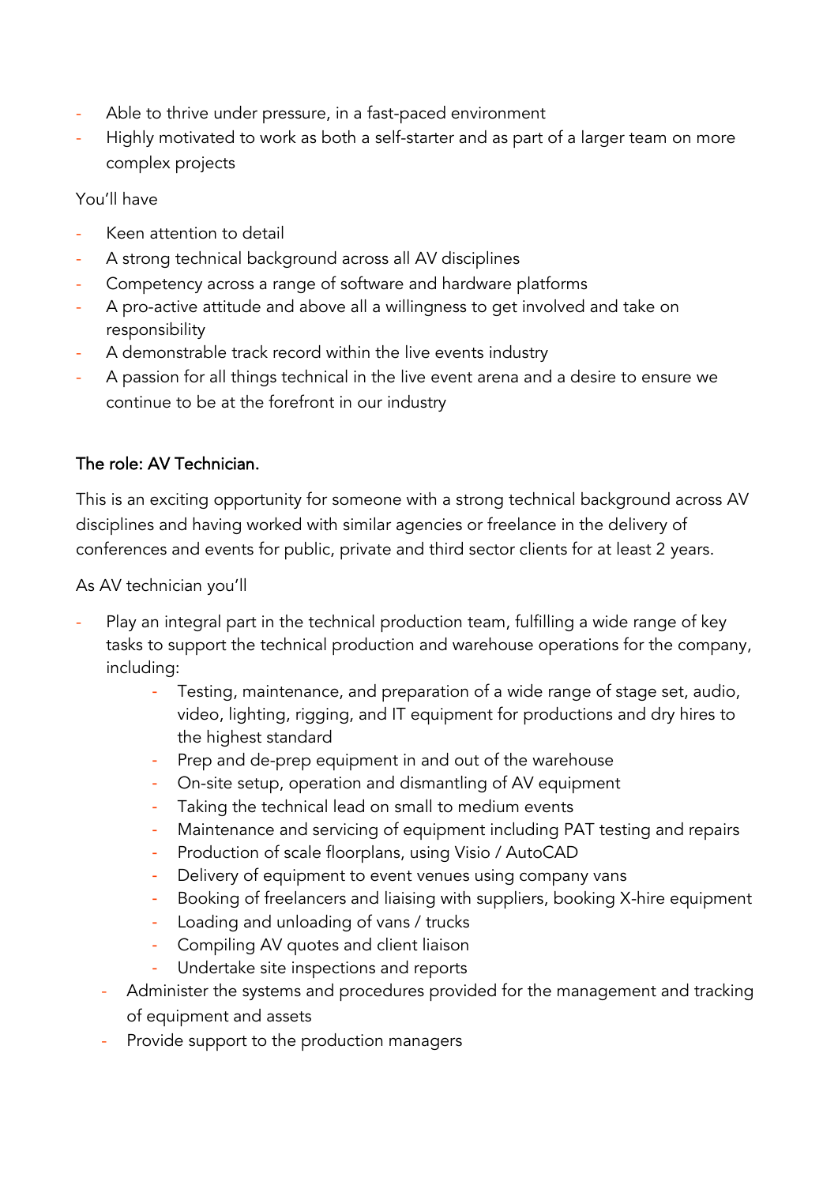- Able to thrive under pressure, in a fast-paced environment
- Highly motivated to work as both a self-starter and as part of a larger team on more complex projects

You'll have

- Keen attention to detail
- A strong technical background across all AV disciplines
- Competency across a range of software and hardware platforms
- A pro-active attitude and above all a willingness to get involved and take on responsibility
- A demonstrable track record within the live events industry
- A passion for all things technical in the live event arena and a desire to ensure we continue to be at the forefront in our industry

The role: AV Technician.

This is an exciting opportunity for someone with a strong technical background across AV disciplines and having worked with similar agencies or freelance in the delivery of conferences and events for public, private and third sector clients for at least 2 years.

As AV technician you'll

- Play an integral part in the technical production team, fulfilling a wide range of key tasks to support the technical production and warehouse operations for the company, including:
    - Testing, maintenance, and preparation of a wide range of stage set, audio, video, lighting, rigging, and IT equipment for productions and dry hires to the highest standard
    - Prep and de-prep equipment in and out of the warehouse
    - On-site setup, operation and dismantling of AV equipment
    - Taking the technical lead on small to medium events
    - Maintenance and servicing of equipment including PAT testing and repairs
    - Production of scale floorplans, using Visio / AutoCAD
    - Delivery of equipment to event venues using company vans
    - Booking of freelancers and liaising with suppliers, booking X-hire equipment
    - Loading and unloading of vans / trucks
    - Compiling AV quotes and client liaison
    - Undertake site inspections and reports
- Administer the systems and procedures provided for the management and tracking of equipment and assets
- Provide support to the production managers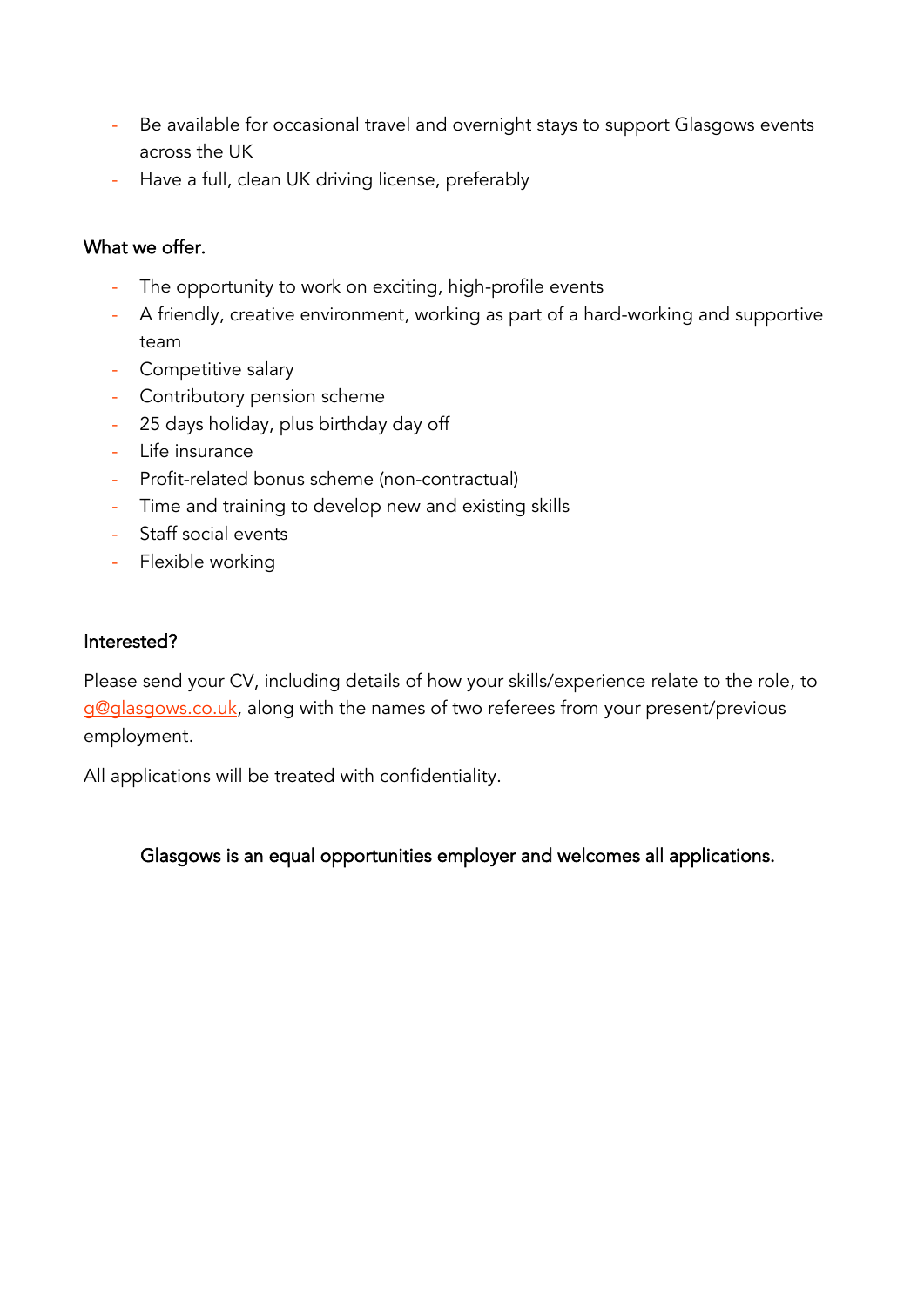- Be available for occasional travel and overnight stays to support Glasgows events across the UK
- Have a full, clean UK driving license, preferably

What we offer.

- The opportunity to work on exciting, high-profile events
- A friendly, creative environment, working as part of a hard-working and supportive team
- Competitive salary
- Contributory pension scheme
- 25 days holiday, plus birthday day off
- Life insurance
- Profit-related bonus scheme (non-contractual)
- Time and training to develop new and existing skills
- Staff social events
- Flexible working

Interested?

Please send your CV, including details of how your skills/experience relate to the role, to g@glasgows.co.uk, along with the names of two referees from your present/previous employment.

All applications will be treated with confidentiality.

Glasgows is an equal opportunities employer and welcomes all applications.